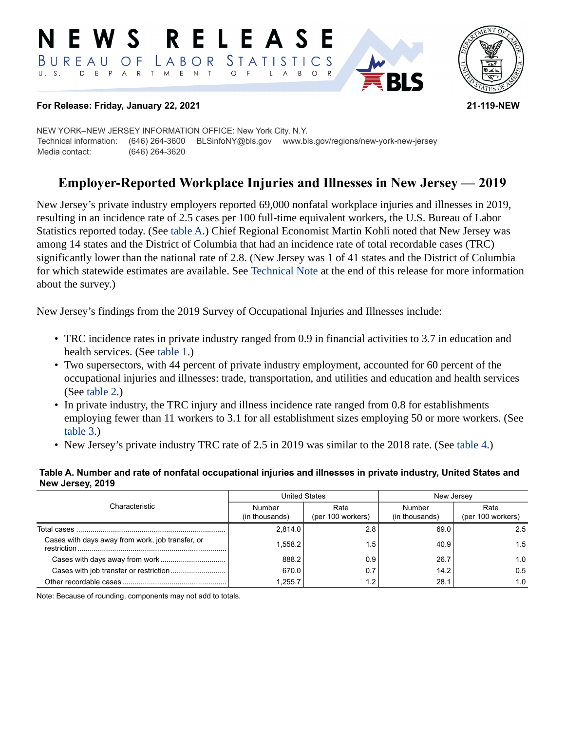# NEWS RELEASE

BUREAU OF LABOR STATISTICS
U. S. DEPARTMENT OF LABOR

**For Release: Friday, January 22, 2021** **21-119-NEW**

NEW YORK–NEW JERSEY INFORMATION OFFICE: New York City, N.Y.
Technical information: (646) 264-3600 BLSinfoNY@bls.gov www.bls.gov/regions/new-york-new-jersey
Media contact: (646) 264-3620

## Employer-Reported Workplace Injuries and Illnesses in New Jersey — 2019

New Jersey's private industry employers reported 69,000 nonfatal workplace injuries and illnesses in 2019, resulting in an incidence rate of 2.5 cases per 100 full-time equivalent workers, the U.S. Bureau of Labor Statistics reported today. (See table A.) Chief Regional Economist Martin Kohli noted that New Jersey was among 14 states and the District of Columbia that had an incidence rate of total recordable cases (TRC) significantly lower than the national rate of 2.8. (New Jersey was 1 of 41 states and the District of Columbia for which statewide estimates are available. See Technical Note at the end of this release for more information about the survey.)

New Jersey's findings from the 2019 Survey of Occupational Injuries and Illnesses include:

- TRC incidence rates in private industry ranged from 0.9 in financial activities to 3.7 in education and health services. (See table 1.)
- Two supersectors, with 44 percent of private industry employment, accounted for 60 percent of the occupational injuries and illnesses: trade, transportation, and utilities and education and health services (See table 2.)
- In private industry, the TRC injury and illness incidence rate ranged from 0.8 for establishments employing fewer than 11 workers to 3.1 for all establishment sizes employing 50 or more workers. (See table 3.)
- New Jersey's private industry TRC rate of 2.5 in 2019 was similar to the 2018 rate. (See table 4.)

**Table A. Number and rate of nonfatal occupational injuries and illnesses in private industry, United States and New Jersey, 2019**

| Characteristic | United States | | New Jersey | |
|---|---|---|---|---|
| | Number (in thousands) | Rate (per 100 workers) | Number (in thousands) | Rate (per 100 workers) |
| Total cases | 2,814.0 | 2.8 | 69.0 | 2.5 |
| Cases with days away from work, job transfer, or restriction | 1,558.2 | 1.5 | 40.9 | 1.5 |
| Cases with days away from work | 888.2 | 0.9 | 26.7 | 1.0 |
| Cases with job transfer or restriction | 670.0 | 0.7 | 14.2 | 0.5 |
| Other recordable cases | 1,255.7 | 1.2 | 28.1 | 1.0 |

Note: Because of rounding, components may not add to totals.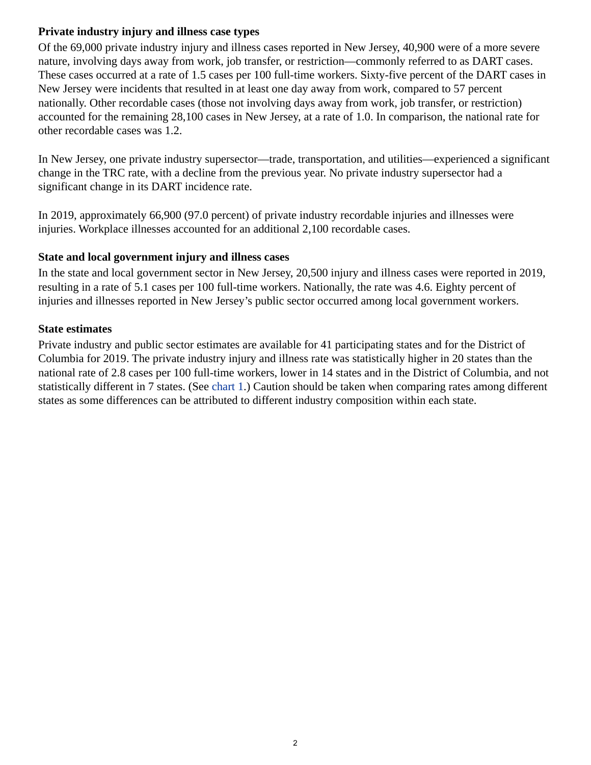### Private industry injury and illness case types

Of the 69,000 private industry injury and illness cases reported in New Jersey, 40,900 were of a more severe nature, involving days away from work, job transfer, or restriction—commonly referred to as DART cases. These cases occurred at a rate of 1.5 cases per 100 full-time workers. Sixty-five percent of the DART cases in New Jersey were incidents that resulted in at least one day away from work, compared to 57 percent nationally. Other recordable cases (those not involving days away from work, job transfer, or restriction) accounted for the remaining 28,100 cases in New Jersey, at a rate of 1.0. In comparison, the national rate for other recordable cases was 1.2.

In New Jersey, one private industry supersector—trade, transportation, and utilities—experienced a significant change in the TRC rate, with a decline from the previous year. No private industry supersector had a significant change in its DART incidence rate.

In 2019, approximately 66,900 (97.0 percent) of private industry recordable injuries and illnesses were injuries. Workplace illnesses accounted for an additional 2,100 recordable cases.

### State and local government injury and illness cases

In the state and local government sector in New Jersey, 20,500 injury and illness cases were reported in 2019, resulting in a rate of 5.1 cases per 100 full-time workers. Nationally, the rate was 4.6. Eighty percent of injuries and illnesses reported in New Jersey's public sector occurred among local government workers.

### State estimates

Private industry and public sector estimates are available for 41 participating states and for the District of Columbia for 2019. The private industry injury and illness rate was statistically higher in 20 states than the national rate of 2.8 cases per 100 full-time workers, lower in 14 states and in the District of Columbia, and not statistically different in 7 states. (See chart 1.) Caution should be taken when comparing rates among different states as some differences can be attributed to different industry composition within each state.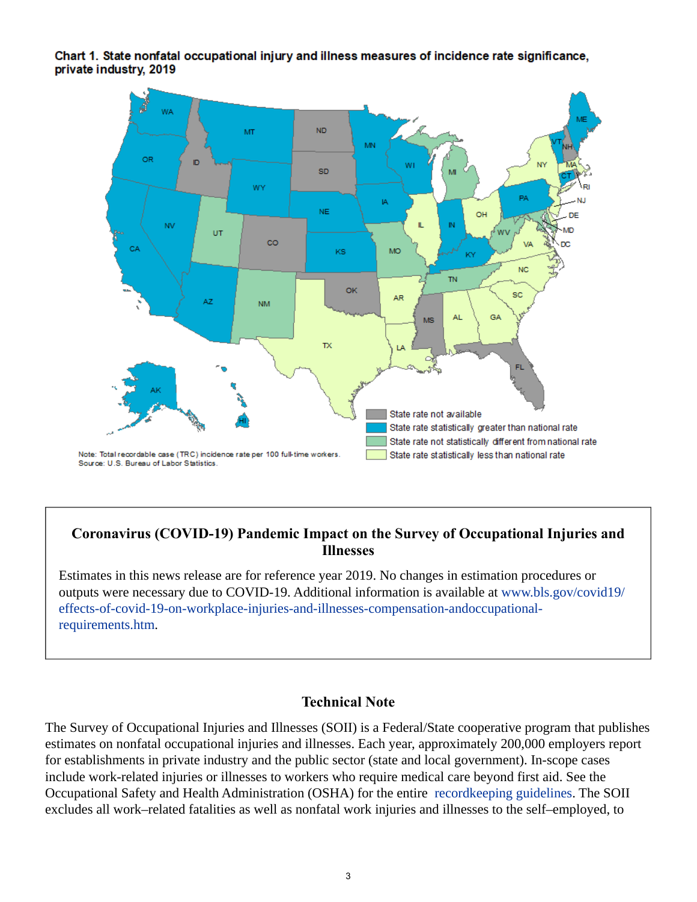**Chart 1. State nonfatal occupational injury and illness measures of incidence rate significance, private industry, 2019**

State rate not available

State rate statistically greater than national rate

State rate not statistically different from national rate

State rate statistically less than national rate

Note: Total recordable case (TRC) incidence rate per 100 full-time workers.
Source: U.S. Bureau of Labor Statistics.

## Coronavirus (COVID-19) Pandemic Impact on the Survey of Occupational Injuries and Illnesses

Estimates in this news release are for reference year 2019. No changes in estimation procedures or outputs were necessary due to COVID-19. Additional information is available at www.bls.gov/covid19/effects-of-covid-19-on-workplace-injuries-and-illnesses-compensation-andoccupational-requirements.htm.

## Technical Note

The Survey of Occupational Injuries and Illnesses (SOII) is a Federal/State cooperative program that publishes estimates on nonfatal occupational injuries and illnesses. Each year, approximately 200,000 employers report for establishments in private industry and the public sector (state and local government). In-scope cases include work-related injuries or illnesses to workers who require medical care beyond first aid. See the Occupational Safety and Health Administration (OSHA) for the entire recordkeeping guidelines. The SOII excludes all work–related fatalities as well as nonfatal work injuries and illnesses to the self–employed, to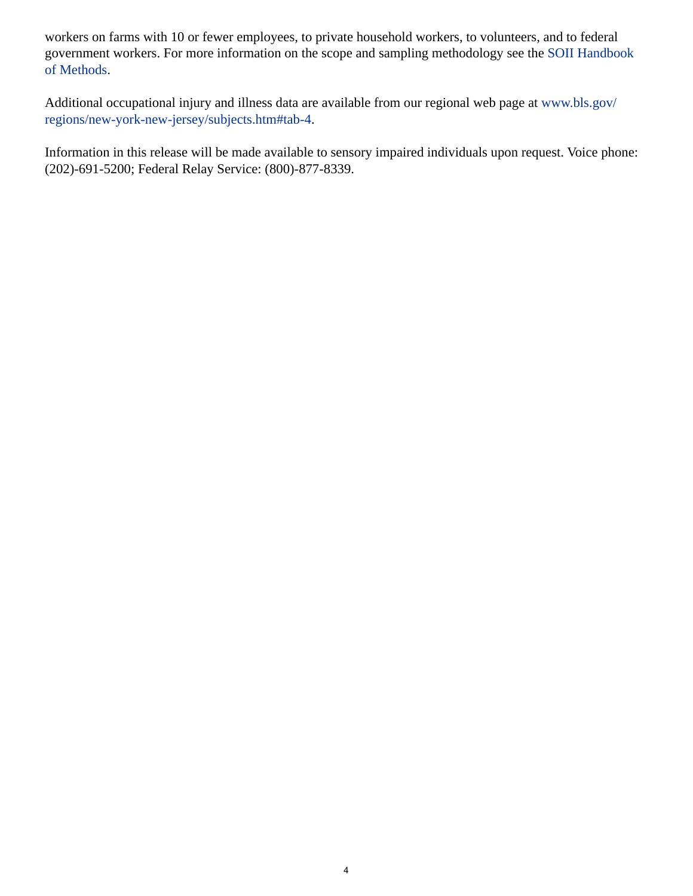workers on farms with 10 or fewer employees, to private household workers, to volunteers, and to federal government workers. For more information on the scope and sampling methodology see the [SOII Handbook of Methods](SOII Handbook of Methods).

Additional occupational injury and illness data are available from our regional web page at www.bls.gov/regions/new-york-new-jersey/subjects.htm#tab-4.

Information in this release will be made available to sensory impaired individuals upon request. Voice phone: (202)-691-5200; Federal Relay Service: (800)-877-8339.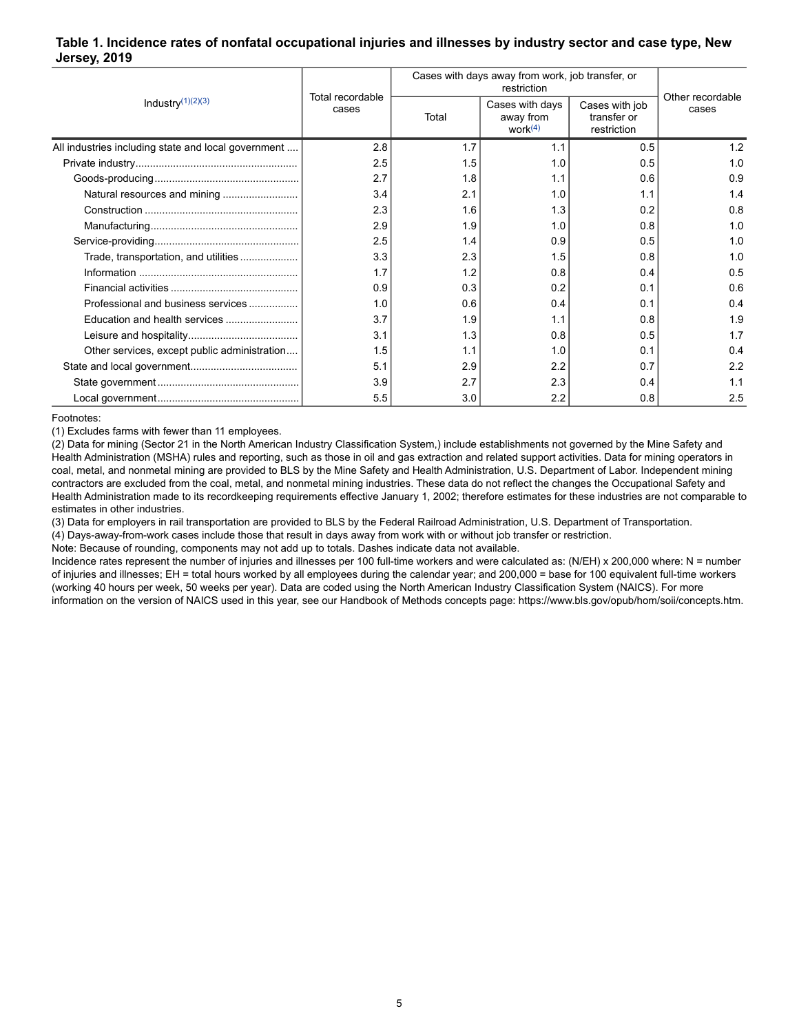### Table 1. Incidence rates of nonfatal occupational injuries and illnesses by industry sector and case type, New Jersey, 2019

| Industry[(1)(2)(3)] | Total recordable cases | Cases with days away from work, job transfer, or restriction | | | Other recordable cases |
|---|---|---|---|---|---|
| | | Total | Cases with days away from work[(4)] | Cases with job transfer or restriction | |
| All industries including state and local government | 2.8 | 1.7 | 1.1 | 0.5 | 1.2 |
| Private industry | 2.5 | 1.5 | 1.0 | 0.5 | 1.0 |
| Goods-producing | 2.7 | 1.8 | 1.1 | 0.6 | 0.9 |
| Natural resources and mining | 3.4 | 2.1 | 1.0 | 1.1 | 1.4 |
| Construction | 2.3 | 1.6 | 1.3 | 0.2 | 0.8 |
| Manufacturing | 2.9 | 1.9 | 1.0 | 0.8 | 1.0 |
| Service-providing | 2.5 | 1.4 | 0.9 | 0.5 | 1.0 |
| Trade, transportation, and utilities | 3.3 | 2.3 | 1.5 | 0.8 | 1.0 |
| Information | 1.7 | 1.2 | 0.8 | 0.4 | 0.5 |
| Financial activities | 0.9 | 0.3 | 0.2 | 0.1 | 0.6 |
| Professional and business services | 1.0 | 0.6 | 0.4 | 0.1 | 0.4 |
| Education and health services | 3.7 | 1.9 | 1.1 | 0.8 | 1.9 |
| Leisure and hospitality | 3.1 | 1.3 | 0.8 | 0.5 | 1.7 |
| Other services, except public administration | 1.5 | 1.1 | 1.0 | 0.1 | 0.4 |
| State and local government | 5.1 | 2.9 | 2.2 | 0.7 | 2.2 |
| State government | 3.9 | 2.7 | 2.3 | 0.4 | 1.1 |
| Local government | 5.5 | 3.0 | 2.2 | 0.8 | 2.5 |

Footnotes:

(1) Excludes farms with fewer than 11 employees.

(2) Data for mining (Sector 21 in the North American Industry Classification System,) include establishments not governed by the Mine Safety and Health Administration (MSHA) rules and reporting, such as those in oil and gas extraction and related support activities. Data for mining operators in coal, metal, and nonmetal mining are provided to BLS by the Mine Safety and Health Administration, U.S. Department of Labor. Independent mining contractors are excluded from the coal, metal, and nonmetal mining industries. These data do not reflect the changes the Occupational Safety and Health Administration made to its recordkeeping requirements effective January 1, 2002; therefore estimates for these industries are not comparable to estimates in other industries.

(3) Data for employers in rail transportation are provided to BLS by the Federal Railroad Administration, U.S. Department of Transportation.

(4) Days-away-from-work cases include those that result in days away from work with or without job transfer or restriction.

Note: Because of rounding, components may not add up to totals. Dashes indicate data not available.

Incidence rates represent the number of injuries and illnesses per 100 full-time workers and were calculated as: (N/EH) x 200,000 where: N = number of injuries and illnesses; EH = total hours worked by all employees during the calendar year; and 200,000 = base for 100 equivalent full-time workers (working 40 hours per week, 50 weeks per year). Data are coded using the North American Industry Classification System (NAICS). For more information on the version of NAICS used in this year, see our Handbook of Methods concepts page: https://www.bls.gov/opub/hom/soii/concepts.htm.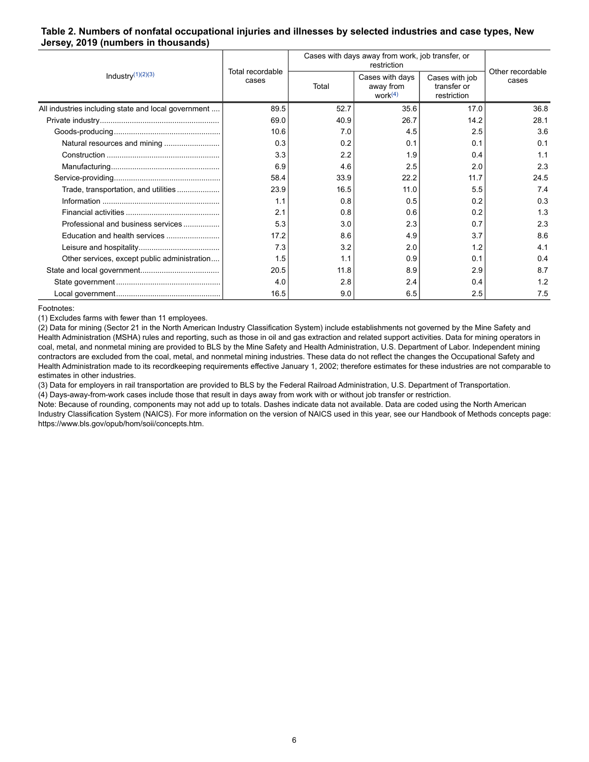**Table 2. Numbers of nonfatal occupational injuries and illnesses by selected industries and case types, New Jersey, 2019 (numbers in thousands)**

| Industry[(1)(2)(3)] | Total recordable cases | Cases with days away from work, job transfer, or restriction | | | Other recordable cases |
|---|---|---|---|---|---|
| | | Total | Cases with days away from work[(4)] | Cases with job transfer or restriction | |
| All industries including state and local government | 89.5 | 52.7 | 35.6 | 17.0 | 36.8 |
| Private industry | 69.0 | 40.9 | 26.7 | 14.2 | 28.1 |
| Goods-producing | 10.6 | 7.0 | 4.5 | 2.5 | 3.6 |
| Natural resources and mining | 0.3 | 0.2 | 0.1 | 0.1 | 0.1 |
| Construction | 3.3 | 2.2 | 1.9 | 0.4 | 1.1 |
| Manufacturing | 6.9 | 4.6 | 2.5 | 2.0 | 2.3 |
| Service-providing | 58.4 | 33.9 | 22.2 | 11.7 | 24.5 |
| Trade, transportation, and utilities | 23.9 | 16.5 | 11.0 | 5.5 | 7.4 |
| Information | 1.1 | 0.8 | 0.5 | 0.2 | 0.3 |
| Financial activities | 2.1 | 0.8 | 0.6 | 0.2 | 1.3 |
| Professional and business services | 5.3 | 3.0 | 2.3 | 0.7 | 2.3 |
| Education and health services | 17.2 | 8.6 | 4.9 | 3.7 | 8.6 |
| Leisure and hospitality | 7.3 | 3.2 | 2.0 | 1.2 | 4.1 |
| Other services, except public administration | 1.5 | 1.1 | 0.9 | 0.1 | 0.4 |
| State and local government | 20.5 | 11.8 | 8.9 | 2.9 | 8.7 |
| State government | 4.0 | 2.8 | 2.4 | 0.4 | 1.2 |
| Local government | 16.5 | 9.0 | 6.5 | 2.5 | 7.5 |

Footnotes:

(1) Excludes farms with fewer than 11 employees.

(2) Data for mining (Sector 21 in the North American Industry Classification System) include establishments not governed by the Mine Safety and Health Administration (MSHA) rules and reporting, such as those in oil and gas extraction and related support activities. Data for mining operators in coal, metal, and nonmetal mining are provided to BLS by the Mine Safety and Health Administration, U.S. Department of Labor. Independent mining contractors are excluded from the coal, metal, and nonmetal mining industries. These data do not reflect the changes the Occupational Safety and Health Administration made to its recordkeeping requirements effective January 1, 2002; therefore estimates for these industries are not comparable to estimates in other industries.

(3) Data for employers in rail transportation are provided to BLS by the Federal Railroad Administration, U.S. Department of Transportation.

(4) Days-away-from-work cases include those that result in days away from work with or without job transfer or restriction.

Note: Because of rounding, components may not add up to totals. Dashes indicate data not available. Data are coded using the North American Industry Classification System (NAICS). For more information on the version of NAICS used in this year, see our Handbook of Methods concepts page: https://www.bls.gov/opub/hom/soii/concepts.htm.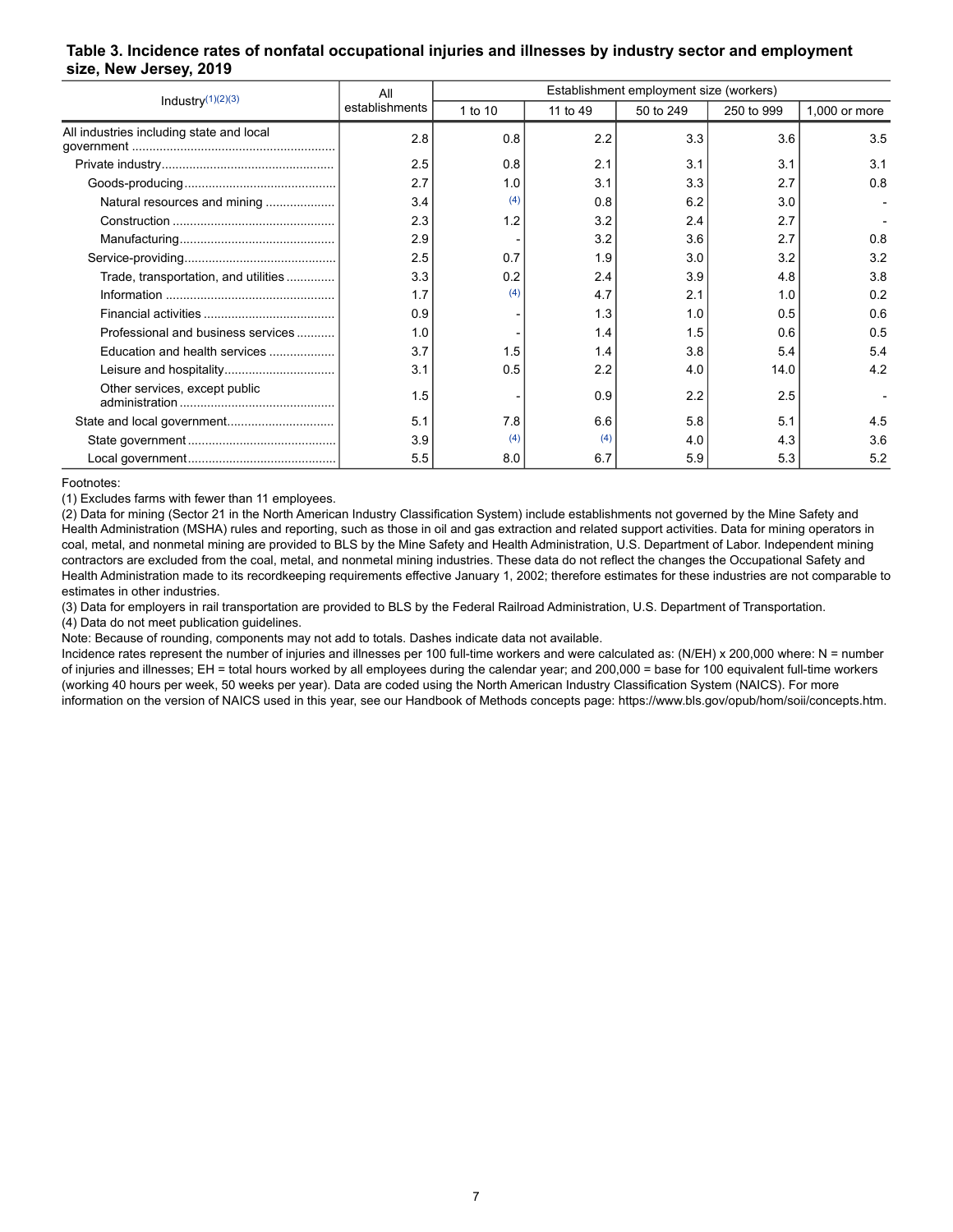## Table 3. Incidence rates of nonfatal occupational injuries and illnesses by industry sector and employment size, New Jersey, 2019

| Industry[(1)(2)(3)] | All establishments | Establishment employment size (workers) | | | | |
|---|---|---|---|---|---|---|
| | | 1 to 10 | 11 to 49 | 50 to 249 | 250 to 999 | 1,000 or more |
| All industries including state and local government | 2.8 | 0.8 | 2.2 | 3.3 | 3.6 | 3.5 |
| Private industry | 2.5 | 0.8 | 2.1 | 3.1 | 3.1 | 3.1 |
| Goods-producing | 2.7 | 1.0 | 3.1 | 3.3 | 2.7 | 0.8 |
| Natural resources and mining | 3.4 | (4) | 0.8 | 6.2 | 3.0 | - |
| Construction | 2.3 | 1.2 | 3.2 | 2.4 | 2.7 | - |
| Manufacturing | 2.9 | - | 3.2 | 3.6 | 2.7 | 0.8 |
| Service-providing | 2.5 | 0.7 | 1.9 | 3.0 | 3.2 | 3.2 |
| Trade, transportation, and utilities | 3.3 | 0.2 | 2.4 | 3.9 | 4.8 | 3.8 |
| Information | 1.7 | (4) | 4.7 | 2.1 | 1.0 | 0.2 |
| Financial activities | 0.9 | - | 1.3 | 1.0 | 0.5 | 0.6 |
| Professional and business services | 1.0 | - | 1.4 | 1.5 | 0.6 | 0.5 |
| Education and health services | 3.7 | 1.5 | 1.4 | 3.8 | 5.4 | 5.4 |
| Leisure and hospitality | 3.1 | 0.5 | 2.2 | 4.0 | 14.0 | 4.2 |
| Other services, except public administration | 1.5 | - | 0.9 | 2.2 | 2.5 | - |
| State and local government | 5.1 | 7.8 | 6.6 | 5.8 | 5.1 | 4.5 |
| State government | 3.9 | (4) | (4) | 4.0 | 4.3 | 3.6 |
| Local government | 5.5 | 8.0 | 6.7 | 5.9 | 5.3 | 5.2 |

Footnotes:

(1) Excludes farms with fewer than 11 employees.

(2) Data for mining (Sector 21 in the North American Industry Classification System) include establishments not governed by the Mine Safety and Health Administration (MSHA) rules and reporting, such as those in oil and gas extraction and related support activities. Data for mining operators in coal, metal, and nonmetal mining are provided to BLS by the Mine Safety and Health Administration, U.S. Department of Labor. Independent mining contractors are excluded from the coal, metal, and nonmetal mining industries. These data do not reflect the changes the Occupational Safety and Health Administration made to its recordkeeping requirements effective January 1, 2002; therefore estimates for these industries are not comparable to estimates in other industries.

(3) Data for employers in rail transportation are provided to BLS by the Federal Railroad Administration, U.S. Department of Transportation.

(4) Data do not meet publication guidelines.

Note: Because of rounding, components may not add to totals. Dashes indicate data not available.

Incidence rates represent the number of injuries and illnesses per 100 full-time workers and were calculated as: (N/EH) x 200,000 where: N = number of injuries and illnesses; EH = total hours worked by all employees during the calendar year; and 200,000 = base for 100 equivalent full-time workers (working 40 hours per week, 50 weeks per year). Data are coded using the North American Industry Classification System (NAICS). For more information on the version of NAICS used in this year, see our Handbook of Methods concepts page: https://www.bls.gov/opub/hom/soii/concepts.htm.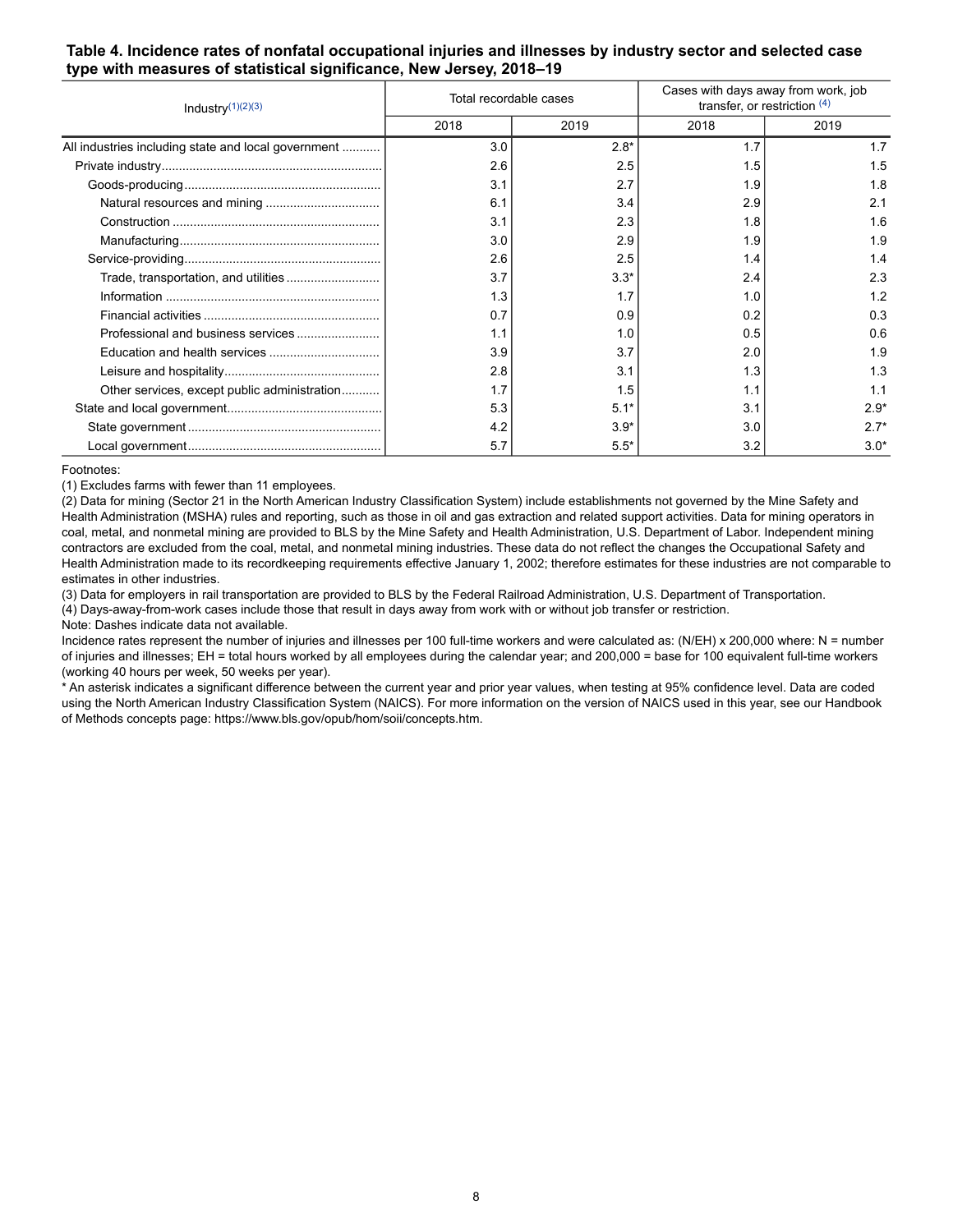**Table 4. Incidence rates of nonfatal occupational injuries and illnesses by industry sector and selected case type with measures of statistical significance, New Jersey, 2018–19**

| Industry[(1)(2)(3)] | Total recordable cases | | Cases with days away from work, job transfer, or restriction [(4)] | |
|---|---|---|---|---|
| | 2018 | 2019 | 2018 | 2019 |
| All industries including state and local government | 3.0 | 2.8* | 1.7 | 1.7 |
| Private industry | 2.6 | 2.5 | 1.5 | 1.5 |
| Goods-producing | 3.1 | 2.7 | 1.9 | 1.8 |
| Natural resources and mining | 6.1 | 3.4 | 2.9 | 2.1 |
| Construction | 3.1 | 2.3 | 1.8 | 1.6 |
| Manufacturing | 3.0 | 2.9 | 1.9 | 1.9 |
| Service-providing | 2.6 | 2.5 | 1.4 | 1.4 |
| Trade, transportation, and utilities | 3.7 | 3.3* | 2.4 | 2.3 |
| Information | 1.3 | 1.7 | 1.0 | 1.2 |
| Financial activities | 0.7 | 0.9 | 0.2 | 0.3 |
| Professional and business services | 1.1 | 1.0 | 0.5 | 0.6 |
| Education and health services | 3.9 | 3.7 | 2.0 | 1.9 |
| Leisure and hospitality | 2.8 | 3.1 | 1.3 | 1.3 |
| Other services, except public administration | 1.7 | 1.5 | 1.1 | 1.1 |
| State and local government | 5.3 | 5.1* | 3.1 | 2.9* |
| State government | 4.2 | 3.9* | 3.0 | 2.7* |
| Local government | 5.7 | 5.5* | 3.2 | 3.0* |

Footnotes:

(1) Excludes farms with fewer than 11 employees.

(2) Data for mining (Sector 21 in the North American Industry Classification System) include establishments not governed by the Mine Safety and Health Administration (MSHA) rules and reporting, such as those in oil and gas extraction and related support activities. Data for mining operators in coal, metal, and nonmetal mining are provided to BLS by the Mine Safety and Health Administration, U.S. Department of Labor. Independent mining contractors are excluded from the coal, metal, and nonmetal mining industries. These data do not reflect the changes the Occupational Safety and Health Administration made to its recordkeeping requirements effective January 1, 2002; therefore estimates for these industries are not comparable to estimates in other industries.

(3) Data for employers in rail transportation are provided to BLS by the Federal Railroad Administration, U.S. Department of Transportation.

(4) Days-away-from-work cases include those that result in days away from work with or without job transfer or restriction.

Note: Dashes indicate data not available.

Incidence rates represent the number of injuries and illnesses per 100 full-time workers and were calculated as: (N/EH) x 200,000 where: N = number of injuries and illnesses; EH = total hours worked by all employees during the calendar year; and 200,000 = base for 100 equivalent full-time workers (working 40 hours per week, 50 weeks per year).

* An asterisk indicates a significant difference between the current year and prior year values, when testing at 95% confidence level. Data are coded using the North American Industry Classification System (NAICS). For more information on the version of NAICS used in this year, see our Handbook of Methods concepts page: https://www.bls.gov/opub/hom/soii/concepts.htm.